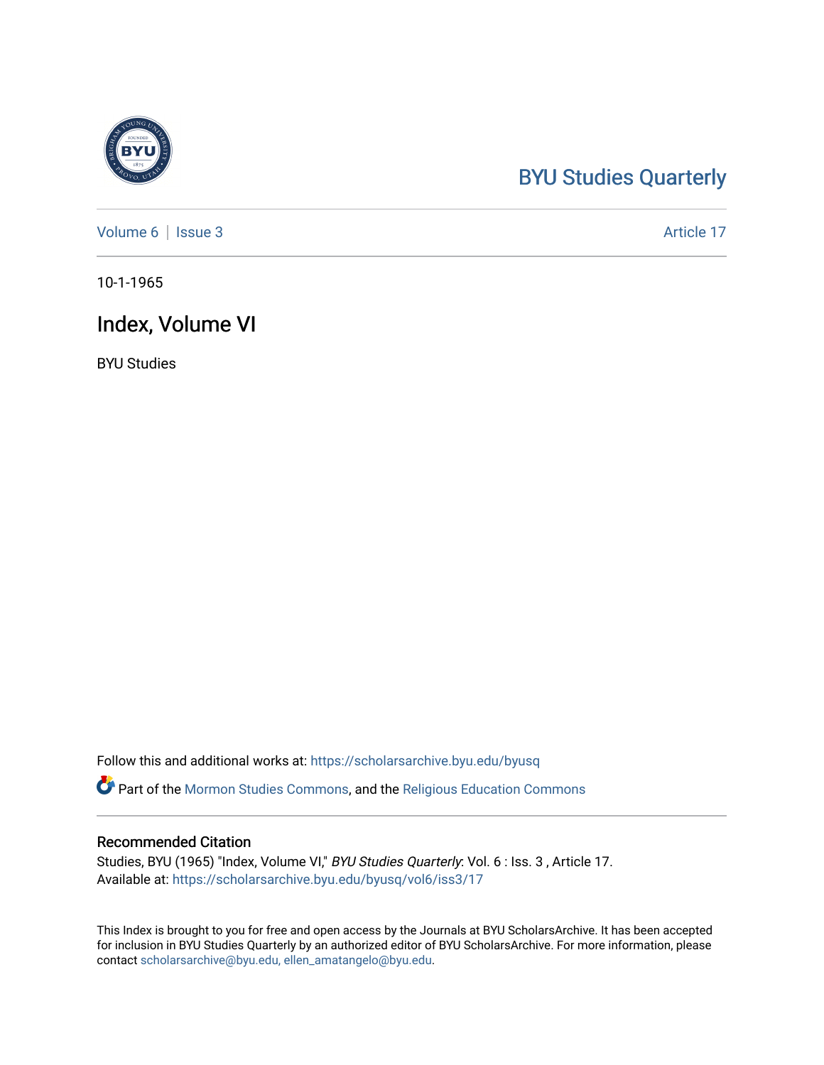BYU Studies Quarterly

Volume 6 | Issue 3 | Article 17

10-1-1965

# Index, Volume VI

BYU Studies

Follow this and additional works at: https://scholarsarchive.byu.edu/byusq

Part of the Mormon Studies Commons, and the Religious Education Commons

## Recommended Citation

Studies, BYU (1965) "Index, Volume VI," *BYU Studies Quarterly*: Vol. 6 : Iss. 3 , Article 17.
Available at: https://scholarsarchive.byu.edu/byusq/vol6/iss3/17

This Index is brought to you for free and open access by the Journals at BYU ScholarsArchive. It has been accepted for inclusion in BYU Studies Quarterly by an authorized editor of BYU ScholarsArchive. For more information, please contact scholarsarchive@byu.edu, ellen_amatangelo@byu.edu.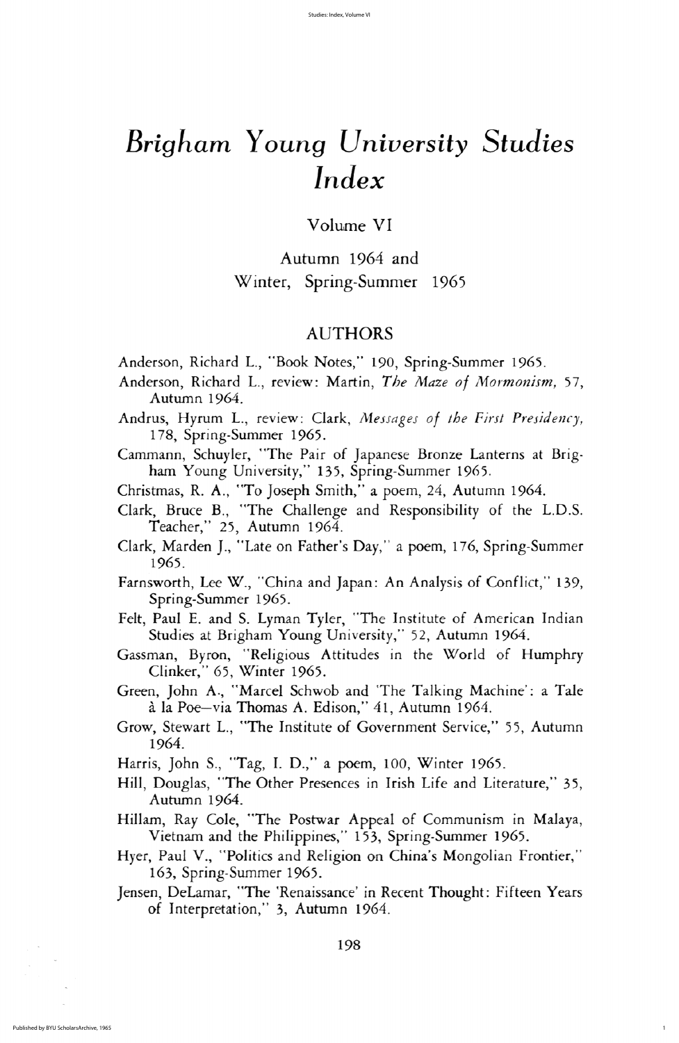# *Brigham Young University Studies Index*

Volume VI

Autumn 1964 and
Winter, Spring-Summer 1965

## AUTHORS

Anderson, Richard L., "Book Notes," 190, Spring-Summer 1965.

Anderson, Richard L., review: Martin, *The Maze of Mormonism,* 57, Autumn 1964.

Andrus, Hyrum L., review: Clark, *Messages of the First Presidency,* 178, Spring-Summer 1965.

Cammann, Schuyler, "The Pair of Japanese Bronze Lanterns at Brigham Young University," 135, Spring-Summer 1965.

Christmas, R. A., "To Joseph Smith," a poem, 24, Autumn 1964.

Clark, Bruce B., "The Challenge and Responsibility of the L.D.S. Teacher," 25, Autumn 1964.

Clark, Marden J., "Late on Father's Day," a poem, 176, Spring-Summer 1965.

Farnsworth, Lee W., "China and Japan: An Analysis of Conflict," 139, Spring-Summer 1965.

Felt, Paul E. and S. Lyman Tyler, "The Institute of American Indian Studies at Brigham Young University," 52, Autumn 1964.

Gassman, Byron, "Religious Attitudes in the World of Humphry Clinker," 65, Winter 1965.

Green, John A., "Marcel Schwob and 'The Talking Machine': a Tale à la Poe—via Thomas A. Edison," 41, Autumn 1964.

Grow, Stewart L., "The Institute of Government Service," 55, Autumn 1964.

Harris, John S., "Tag, I. D.," a poem, 100, Winter 1965.

Hill, Douglas, "The Other Presences in Irish Life and Literature," 35, Autumn 1964.

Hillam, Ray Cole, "The Postwar Appeal of Communism in Malaya, Vietnam and the Philippines," 153, Spring-Summer 1965.

Hyer, Paul V., "Politics and Religion on China's Mongolian Frontier," 163, Spring-Summer 1965.

Jensen, DeLamar, "The 'Renaissance' in Recent Thought: Fifteen Years of Interpretation," 3, Autumn 1964.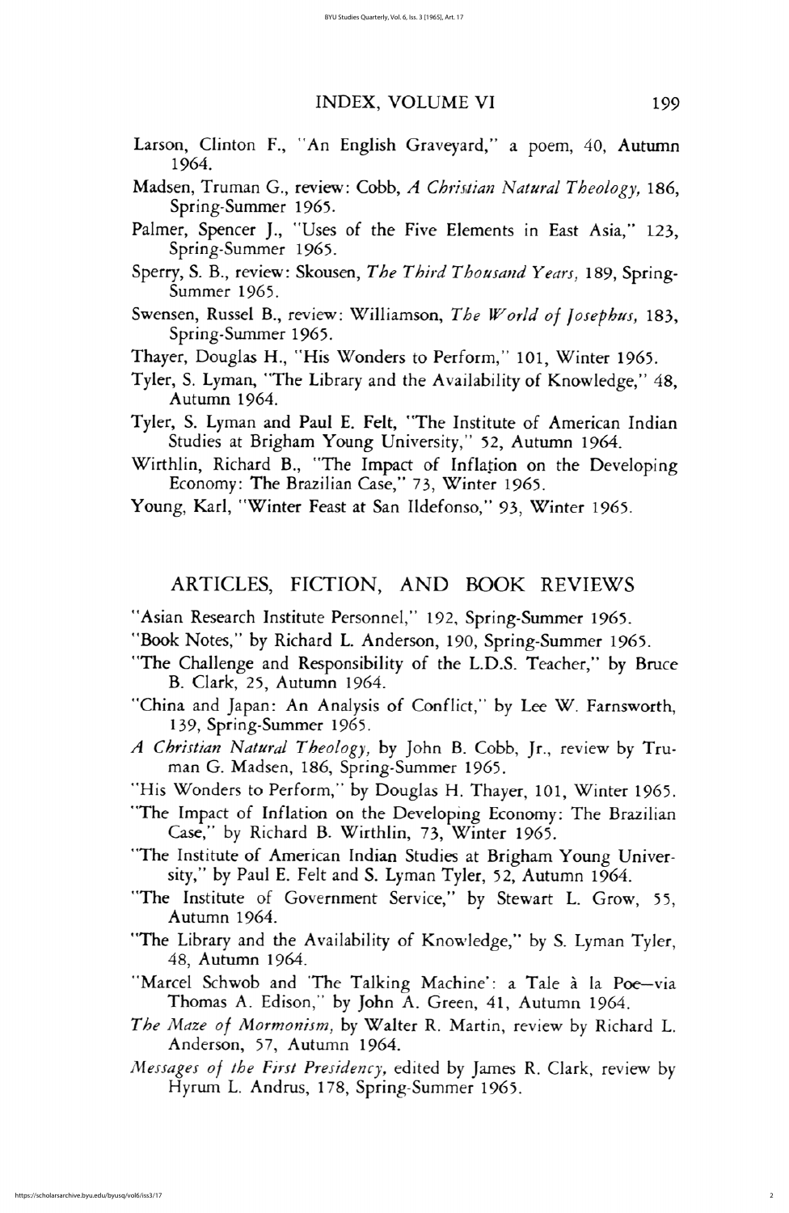Larson, Clinton F., "An English Graveyard," a poem, 40, Autumn 1964.

Madsen, Truman G., review: Cobb, *A Christian Natural Theology,* 186, Spring-Summer 1965.

Palmer, Spencer J., "Uses of the Five Elements in East Asia," 123, Spring-Summer 1965.

Sperry, S. B., review: Skousen, *The Third Thousand Years,* 189, Spring-Summer 1965.

Swensen, Russel B., review: Williamson, *The World of Josephus,* 183, Spring-Summer 1965.

Thayer, Douglas H., "His Wonders to Perform," 101, Winter 1965.

Tyler, S. Lyman, "The Library and the Availability of Knowledge," 48, Autumn 1964.

Tyler, S. Lyman and Paul E. Felt, "The Institute of American Indian Studies at Brigham Young University," 52, Autumn 1964.

Wirthlin, Richard B., "The Impact of Inflation on the Developing Economy: The Brazilian Case," 73, Winter 1965.

Young, Karl, "Winter Feast at San Ildefonso," 93, Winter 1965.

## ARTICLES, FICTION, AND BOOK REVIEWS

"Asian Research Institute Personnel," 192, Spring-Summer 1965.

"Book Notes," by Richard L. Anderson, 190, Spring-Summer 1965.

"The Challenge and Responsibility of the L.D.S. Teacher," by Bruce B. Clark, 25, Autumn 1964.

"China and Japan: An Analysis of Conflict," by Lee W. Farnsworth, 139, Spring-Summer 1965.

*A Christian Natural Theology,* by John B. Cobb, Jr., review by Truman G. Madsen, 186, Spring-Summer 1965.

"His Wonders to Perform," by Douglas H. Thayer, 101, Winter 1965.

"The Impact of Inflation on the Developing Economy: The Brazilian Case," by Richard B. Wirthlin, 73, Winter 1965.

"The Institute of American Indian Studies at Brigham Young University," by Paul E. Felt and S. Lyman Tyler, 52, Autumn 1964.

"The Institute of Government Service," by Stewart L. Grow, 55, Autumn 1964.

"The Library and the Availability of Knowledge," by S. Lyman Tyler, 48, Autumn 1964.

"Marcel Schwob and 'The Talking Machine': a Tale à la Poe—via Thomas A. Edison," by John A. Green, 41, Autumn 1964.

*The Maze of Mormonism,* by Walter R. Martin, review by Richard L. Anderson, 57, Autumn 1964.

*Messages of the First Presidency,* edited by James R. Clark, review by Hyrum L. Andrus, 178, Spring-Summer 1965.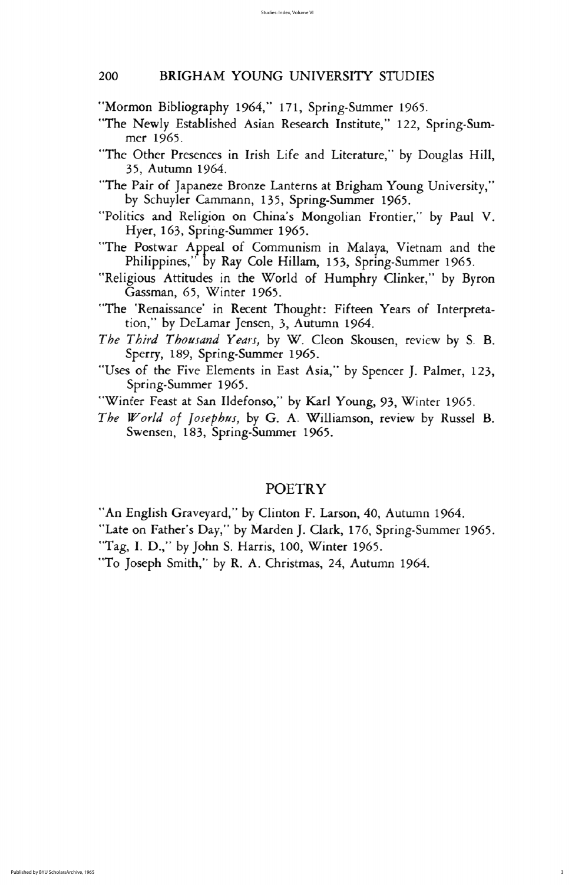"Mormon Bibliography 1964," 171, Spring-Summer 1965.

"The Newly Established Asian Research Institute," 122, Spring-Summer 1965.

"The Other Presences in Irish Life and Literature," by Douglas Hill, 35, Autumn 1964.

"The Pair of Japaneze Bronze Lanterns at Brigham Young University," by Schuyler Cammann, 135, Spring-Summer 1965.

"Politics and Religion on China's Mongolian Frontier," by Paul V. Hyer, 163, Spring-Summer 1965.

"The Postwar Appeal of Communism in Malaya, Vietnam and the Philippines," by Ray Cole Hillam, 153, Spring-Summer 1965.

"Religious Attitudes in the World of Humphry Clinker," by Byron Gassman, 65, Winter 1965.

"The 'Renaissance' in Recent Thought: Fifteen Years of Interpretation," by DeLamar Jensen, 3, Autumn 1964.

*The Third Thousand Years,* by W. Cleon Skousen, review by S. B. Sperry, 189, Spring-Summer 1965.

"Uses of the Five Elements in East Asia," by Spencer J. Palmer, 123, Spring-Summer 1965.

"Winter Feast at San Ildefonso," by Karl Young, 93, Winter 1965.

*The World of Josephus,* by G. A. Williamson, review by Russel B. Swensen, 183, Spring-Summer 1965.

## POETRY

"An English Graveyard," by Clinton F. Larson, 40, Autumn 1964.

"Late on Father's Day," by Marden J. Clark, 176, Spring-Summer 1965.

"Tag, I. D.," by John S. Harris, 100, Winter 1965.

"To Joseph Smith," by R. A. Christmas, 24, Autumn 1964.